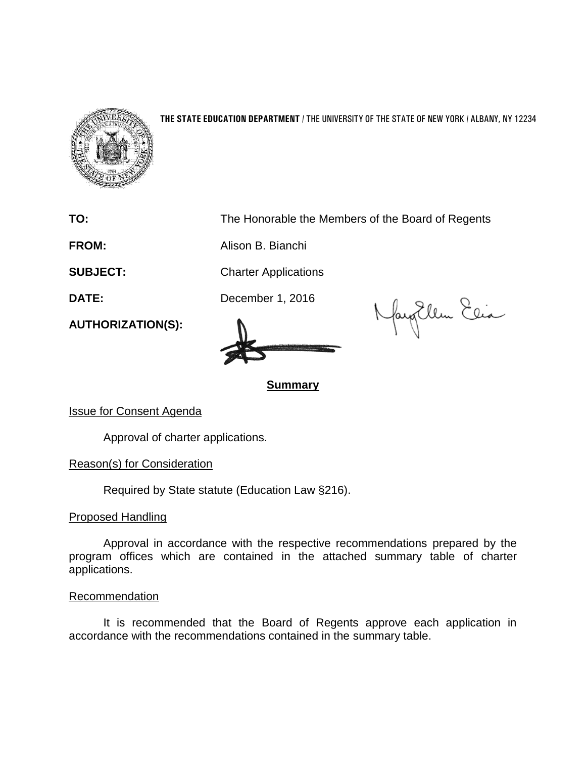**THE STATE EDUCATION DEPARTMENT** / THE UNIVERSITY OF THE STATE OF NEW YORK / ALBANY, NY 12234

**TO:** The Honorable the Members of the Board of Regents

**FROM:** Alison B. Bianchi

**SUBJECT:** Charter Applications

**DATE:** December 1, 2016

**AUTHORIZATION(S):**

## Summary

Issue for Consent Agenda

Approval of charter applications.

Reason(s) for Consideration

Required by State statute (Education Law §216).

Proposed Handling

Approval in accordance with the respective recommendations prepared by the program offices which are contained in the attached summary table of charter applications.

Recommendation

It is recommended that the Board of Regents approve each application in accordance with the recommendations contained in the summary table.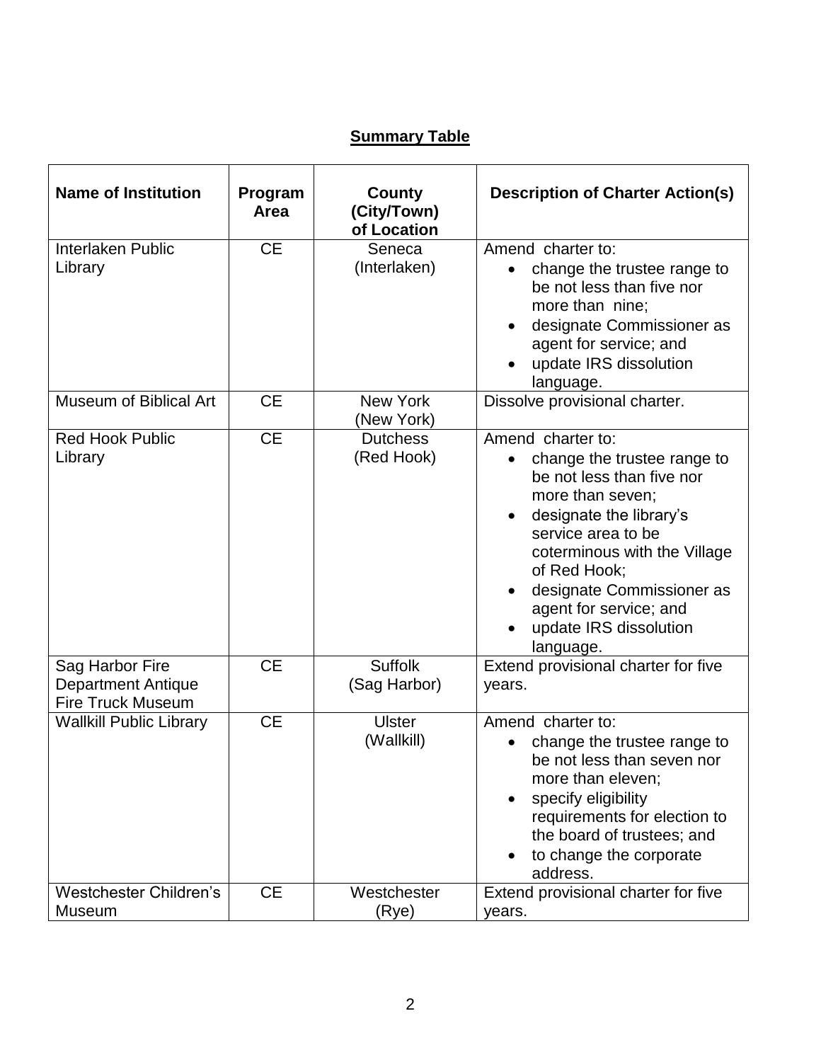**Summary Table**

| Name of Institution | Program Area | County (City/Town) of Location | Description of Charter Action(s) |
|---|---|---|---|
| Interlaken Public Library | CE | Seneca (Interlaken) | Amend charter to: <br>• change the trustee range to be not less than five nor more than nine; <br>• designate Commissioner as agent for service; and <br>• update IRS dissolution language. |
| Museum of Biblical Art | CE | New York (New York) | Dissolve provisional charter. |
| Red Hook Public Library | CE | Dutchess (Red Hook) | Amend charter to: <br>• change the trustee range to be not less than five nor more than seven; <br>• designate the library's service area to be coterminous with the Village of Red Hook; <br>• designate Commissioner as agent for service; and <br>• update IRS dissolution language. |
| Sag Harbor Fire Department Antique Fire Truck Museum | CE | Suffolk (Sag Harbor) | Extend provisional charter for five years. |
| Wallkill Public Library | CE | Ulster (Wallkill) | Amend charter to: <br>• change the trustee range to be not less than seven nor more than eleven; <br>• specify eligibility requirements for election to the board of trustees; and <br>• to change the corporate address. |
| Westchester Children's Museum | CE | Westchester (Rye) | Extend provisional charter for five years. |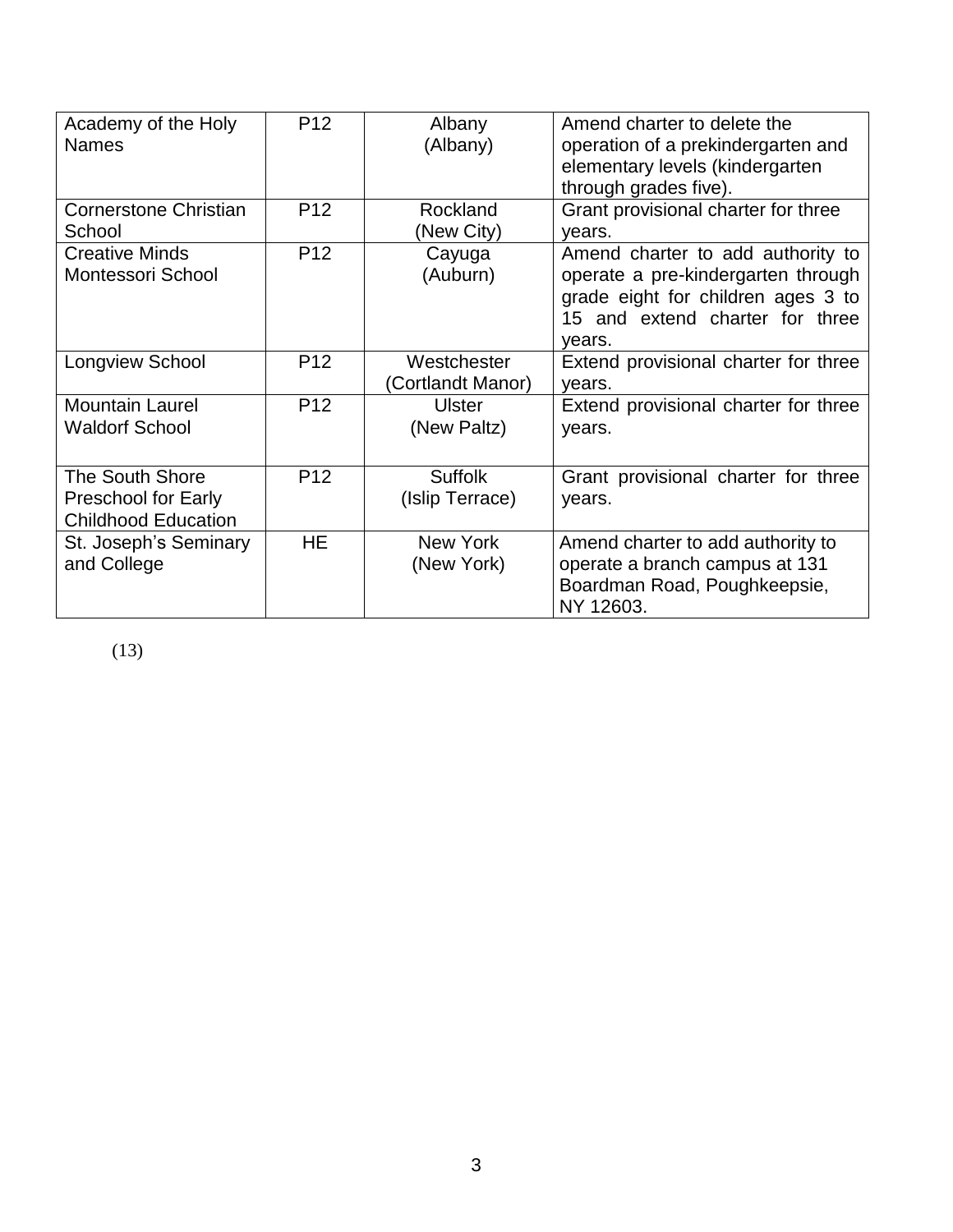| | | | |
|---|---|---|---|
| Academy of the Holy Names | P12 | Albany (Albany) | Amend charter to delete the operation of a prekindergarten and elementary levels (kindergarten through grades five). |
| Cornerstone Christian School | P12 | Rockland (New City) | Grant provisional charter for three years. |
| Creative Minds Montessori School | P12 | Cayuga (Auburn) | Amend charter to add authority to operate a pre-kindergarten through grade eight for children ages 3 to 15 and extend charter for three years. |
| Longview School | P12 | Westchester (Cortlandt Manor) | Extend provisional charter for three years. |
| Mountain Laurel Waldorf School | P12 | Ulster (New Paltz) | Extend provisional charter for three years. |
| The South Shore Preschool for Early Childhood Education | P12 | Suffolk (Islip Terrace) | Grant provisional charter for three years. |
| St. Joseph's Seminary and College | HE | New York (New York) | Amend charter to add authority to operate a branch campus at 131 Boardman Road, Poughkeepsie, NY 12603. |

(13)